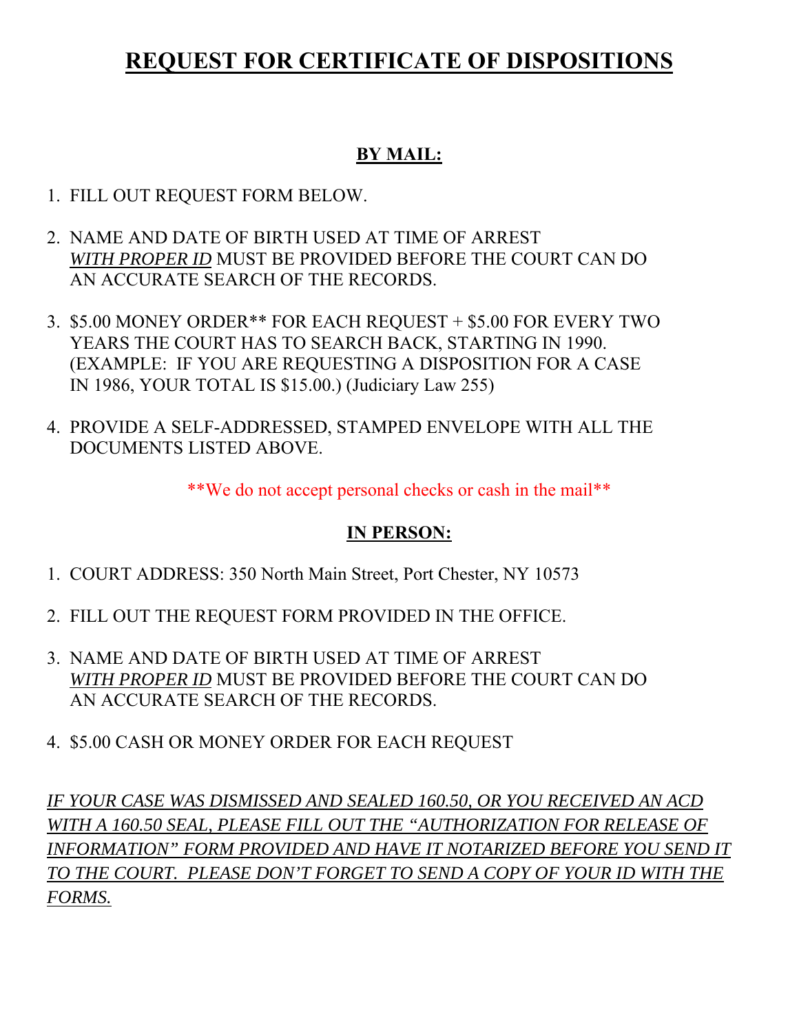# REQUEST FOR CERTIFICATE OF DISPOSITIONS

## BY MAIL:

1. FILL OUT REQUEST FORM BELOW.

2. NAME AND DATE OF BIRTH USED AT TIME OF ARREST ***WITH PROPER ID*** MUST BE PROVIDED BEFORE THE COURT CAN DO AN ACCURATE SEARCH OF THE RECORDS.

3. $5.00 MONEY ORDER** FOR EACH REQUEST + $5.00 FOR EVERY TWO YEARS THE COURT HAS TO SEARCH BACK, STARTING IN 1990. (EXAMPLE: IF YOU ARE REQUESTING A DISPOSITION FOR A CASE IN 1986, YOUR TOTAL IS $15.00.) (Judiciary Law 255)

4. PROVIDE A SELF-ADDRESSED, STAMPED ENVELOPE WITH ALL THE DOCUMENTS LISTED ABOVE.

**We do not accept personal checks or cash in the mail**

## IN PERSON:

1. COURT ADDRESS: 350 North Main Street, Port Chester, NY 10573

2. FILL OUT THE REQUEST FORM PROVIDED IN THE OFFICE.

3. NAME AND DATE OF BIRTH USED AT TIME OF ARREST ***WITH PROPER ID*** MUST BE PROVIDED BEFORE THE COURT CAN DO AN ACCURATE SEARCH OF THE RECORDS.

4. $5.00 CASH OR MONEY ORDER FOR EACH REQUEST

*IF YOUR CASE WAS DISMISSED AND SEALED 160.50, OR YOU RECEIVED AN ACD WITH A 160.50 SEAL, PLEASE FILL OUT THE "AUTHORIZATION FOR RELEASE OF INFORMATION" FORM PROVIDED AND HAVE IT NOTARIZED BEFORE YOU SEND IT TO THE COURT. PLEASE DON'T FORGET TO SEND A COPY OF YOUR ID WITH THE FORMS.*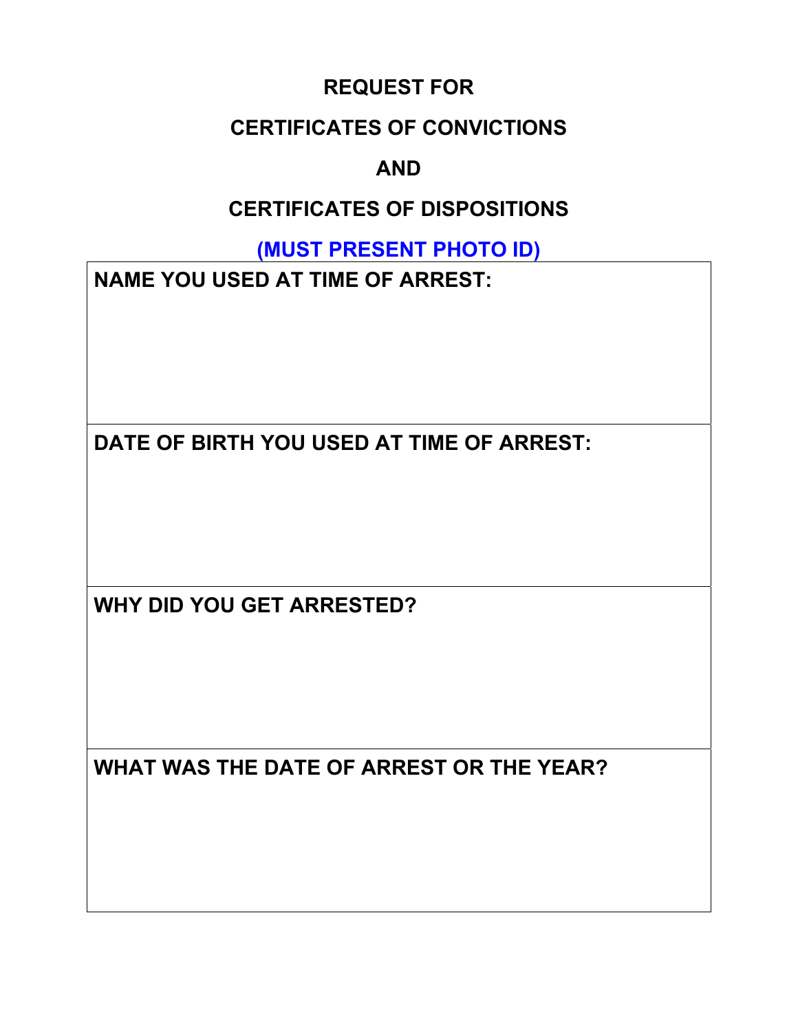# REQUEST FOR

# CERTIFICATES OF CONVICTIONS

# AND

# CERTIFICATES OF DISPOSITIONS

**(MUST PRESENT PHOTO ID)**

| NAME YOU USED AT TIME OF ARREST: |
| --- |
| |
| **DATE OF BIRTH YOU USED AT TIME OF ARREST:** |
| |
| **WHY DID YOU GET ARRESTED?** |
| |
| **WHAT WAS THE DATE OF ARREST OR THE YEAR?** |
| |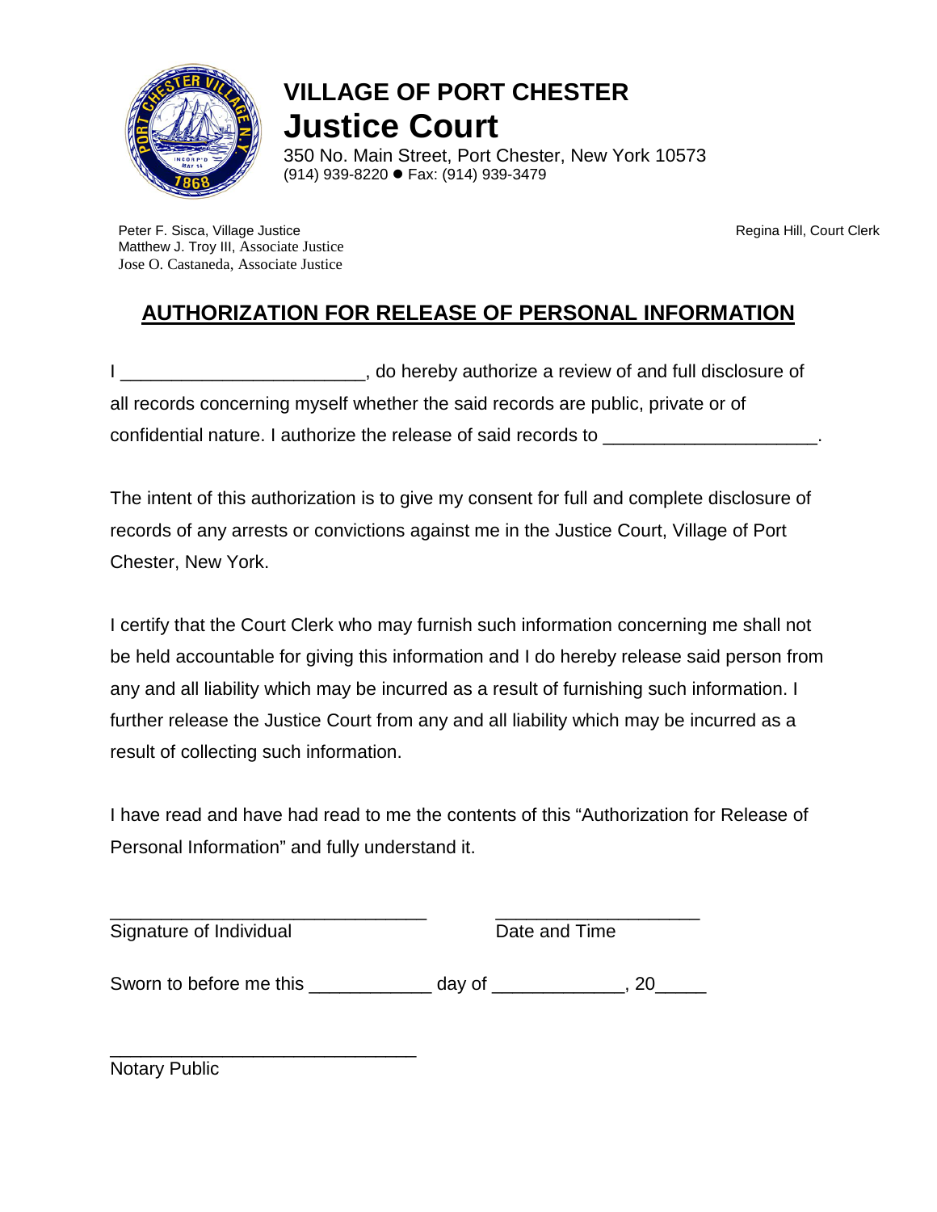# VILLAGE OF PORT CHESTER
# Justice Court

350 No. Main Street, Port Chester, New York 10573
(914) 939-8220 ● Fax: (914) 939-3479

Peter F. Sisca, Village Justice
Matthew J. Troy III, Associate Justice
Jose O. Castaneda, Associate Justice

Regina Hill, Court Clerk

## AUTHORIZATION FOR RELEASE OF PERSONAL INFORMATION

I ________________________, do hereby authorize a review of and full disclosure of all records concerning myself whether the said records are public, private or of confidential nature. I authorize the release of said records to ____________________.

The intent of this authorization is to give my consent for full and complete disclosure of records of any arrests or convictions against me in the Justice Court, Village of Port Chester, New York.

I certify that the Court Clerk who may furnish such information concerning me shall not be held accountable for giving this information and I do hereby release said person from any and all liability which may be incurred as a result of furnishing such information. I further release the Justice Court from any and all liability which may be incurred as a result of collecting such information.

I have read and have had read to me the contents of this "Authorization for Release of Personal Information" and fully understand it.

______________________________ ____________________
Signature of Individual Date and Time

Sworn to before me this ____________ day of _____________, 20_____

______________________________
Notary Public